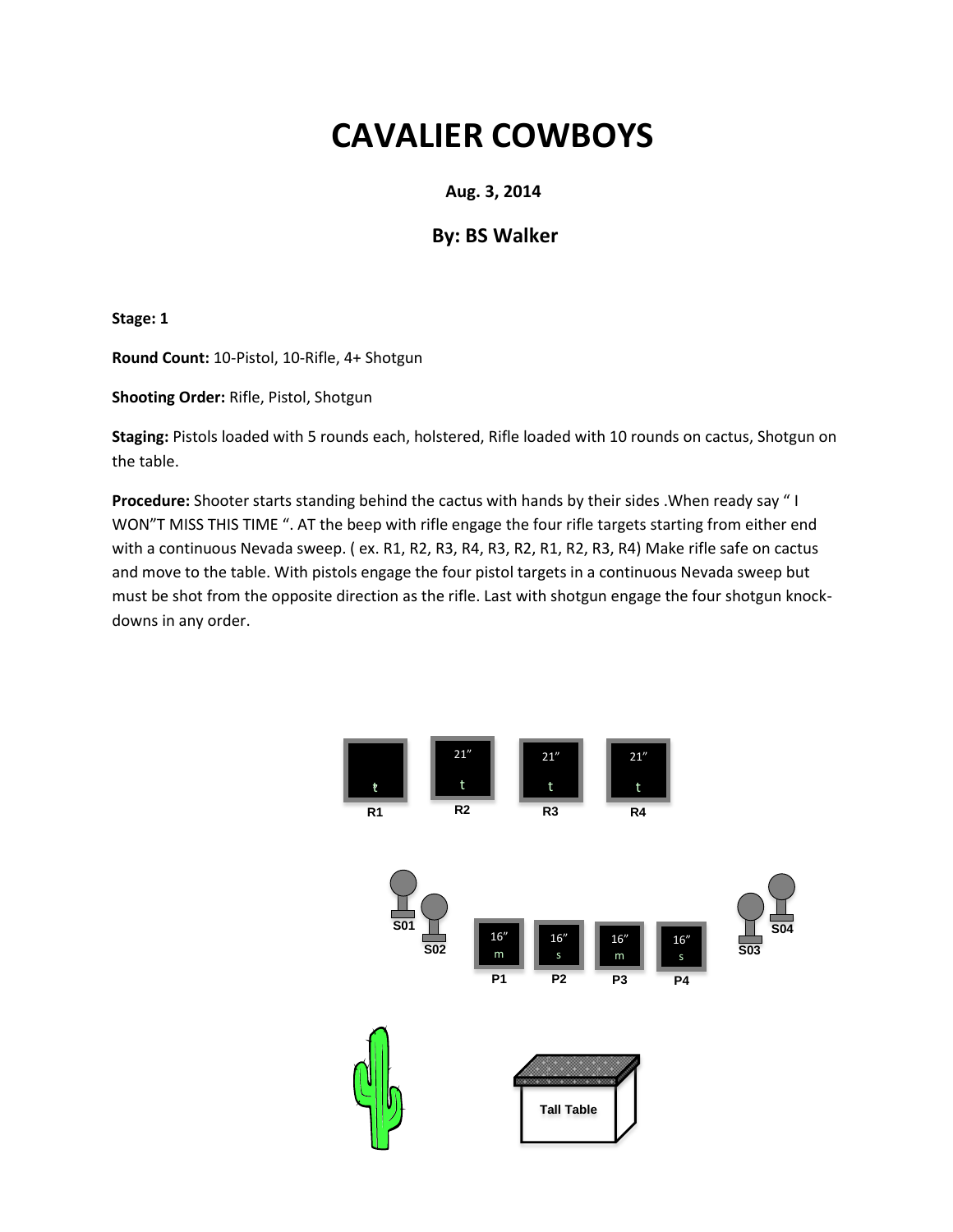# CAVALIER COWBOYS

**Aug. 3, 2014**

**By: BS Walker**

**Stage: 1**

**Round Count:** 10-Pistol, 10-Rifle, 4+ Shotgun

**Shooting Order:** Rifle, Pistol, Shotgun

**Staging:** Pistols loaded with 5 rounds each, holstered, Rifle loaded with 10 rounds on cactus, Shotgun on the table.

**Procedure:** Shooter starts standing behind the cactus with hands by their sides .When ready say " I WON"T MISS THIS TIME ". AT the beep with rifle engage the four rifle targets starting from either end with a continuous Nevada sweep. ( ex. R1, R2, R3, R4, R3, R2, R1, R2, R3, R4) Make rifle safe on cactus and move to the table. With pistols engage the four pistol targets in a continuous Nevada sweep but must be shot from the opposite direction as the rifle. Last with shotgun engage the four shotgun knock-downs in any order.

| R1 | R2 | R3 | R4 |
|---|---|---|---|
| t | 21" t | 21" t | 21" t |

| S01 | S02 | P1 | P2 | P3 | P4 | S03 | S04 |
|---|---|---|---|---|---|---|---|
| | | 16" m | 16" s | 16" m | 16" s | | |

Tall Table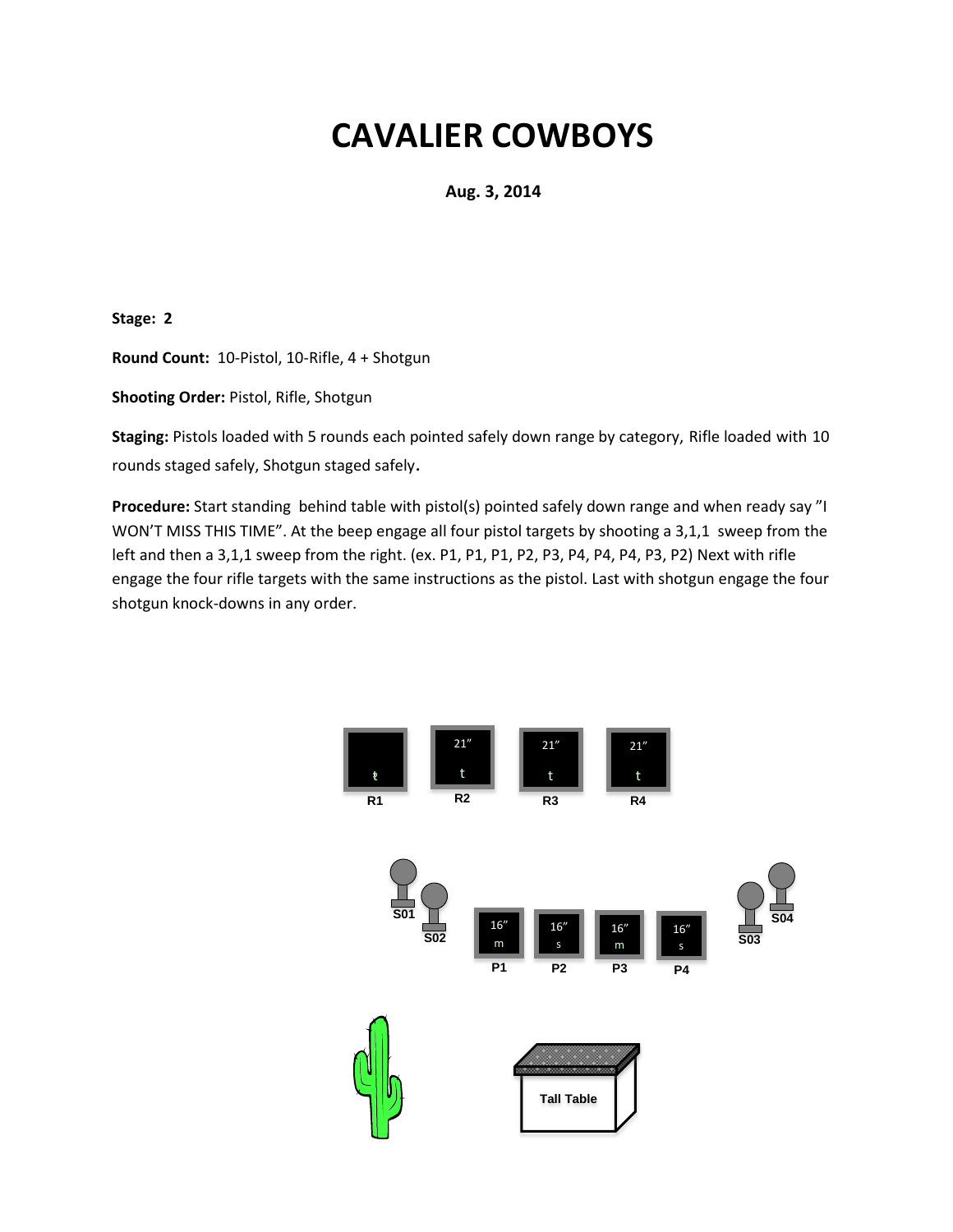# CAVALIER COWBOYS

**Aug. 3, 2014**

**Stage: 2**

**Round Count:** 10-Pistol, 10-Rifle, 4 + Shotgun

**Shooting Order:** Pistol, Rifle, Shotgun

**Staging:** Pistols loaded with 5 rounds each pointed safely down range by category, Rifle loaded with 10 rounds staged safely, Shotgun staged safely.

**Procedure:** Start standing behind table with pistol(s) pointed safely down range and when ready say "I WON'T MISS THIS TIME". At the beep engage all four pistol targets by shooting a 3,1,1 sweep from the left and then a 3,1,1 sweep from the right. (ex. P1, P1, P1, P2, P3, P4, P4, P4, P3, P2) Next with rifle engage the four rifle targets with the same instructions as the pistol. Last with shotgun engage the four shotgun knock-downs in any order.

R1 (t) R2 (21" t) R3 (21" t) R4 (21" t)

S01 S02 P1 (16" m) P2 (16" s) P3 (16" m) P4 (16" s) S03 S04

Tall Table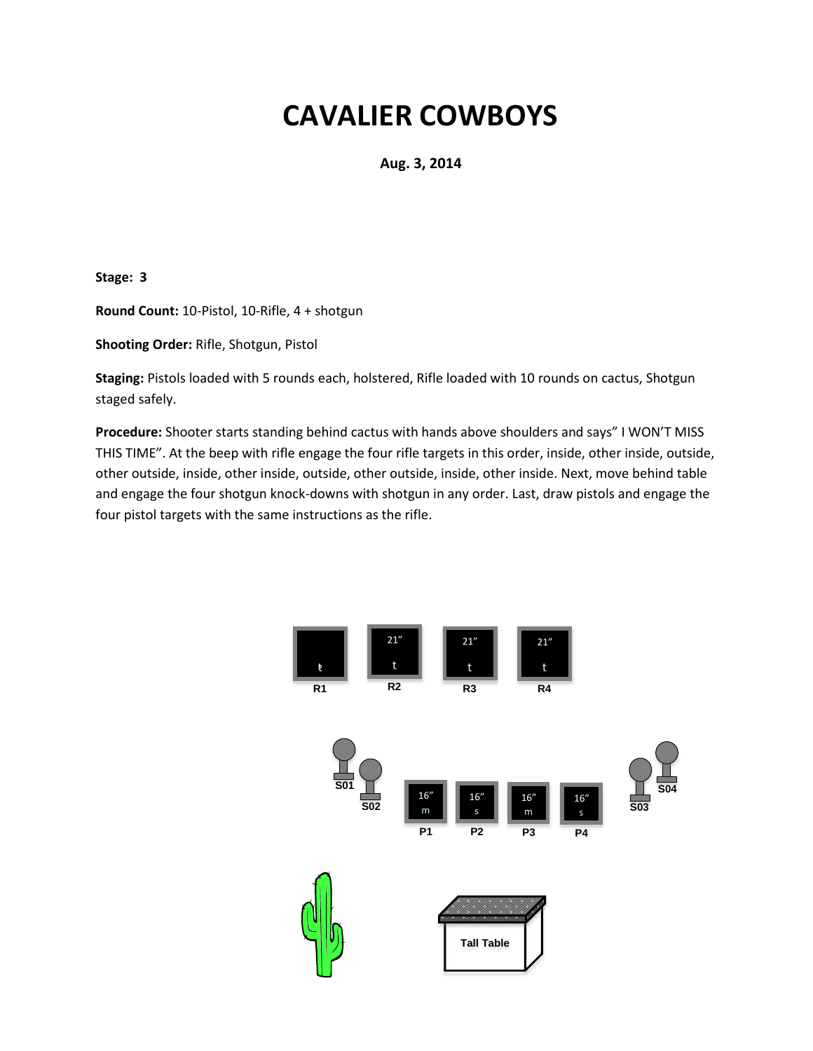# CAVALIER COWBOYS

**Aug. 3, 2014**

**Stage: 3**

**Round Count:** 10-Pistol, 10-Rifle, 4 + shotgun

**Shooting Order:** Rifle, Shotgun, Pistol

**Staging:** Pistols loaded with 5 rounds each, holstered, Rifle loaded with 10 rounds on cactus, Shotgun staged safely.

**Procedure:** Shooter starts standing behind cactus with hands above shoulders and says" I WON'T MISS THIS TIME". At the beep with rifle engage the four rifle targets in this order, inside, other inside, outside, other outside, inside, other inside, outside, other outside, inside, other inside. Next, move behind table and engage the four shotgun knock-downs with shotgun in any order. Last, draw pistols and engage the four pistol targets with the same instructions as the rifle.

t R1 | 21" t R2 | 21" t R3 | 21" t R4

S01 S02 | 16" m P1 | 16" s P2 | 16" m P3 | 16" s P4 | S03 S04

Tall Table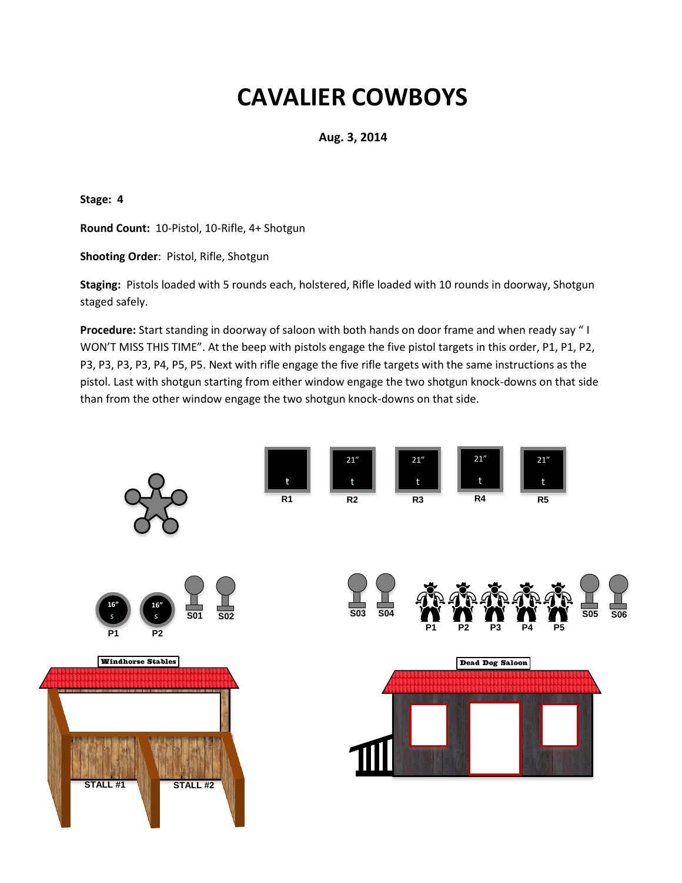# CAVALIER COWBOYS

**Aug. 3, 2014**

**Stage: 4**

**Round Count:** 10-Pistol, 10-Rifle, 4+ Shotgun

**Shooting Order**: Pistol, Rifle, Shotgun

**Staging:** Pistols loaded with 5 rounds each, holstered, Rifle loaded with 10 rounds in doorway, Shotgun staged safely.

**Procedure:** Start standing in doorway of saloon with both hands on door frame and when ready say " I WON'T MISS THIS TIME". At the beep with pistols engage the five pistol targets in this order, P1, P1, P2, P3, P3, P3, P3, P4, P5, P5. Next with rifle engage the five rifle targets with the same instructions as the pistol. Last with shotgun starting from either window engage the two shotgun knock-downs on that side than from the other window engage the two shotgun knock-downs on that side.

R1 R2 R3 R4 R5

21" 21" 21" 21"

16" 16"

P1 P2 S01 S02

S03 S04 P1 P2 P3 P4 P5 S05 S06

Windhorse Stables

STALL #1 STALL #2

Dead Dog Saloon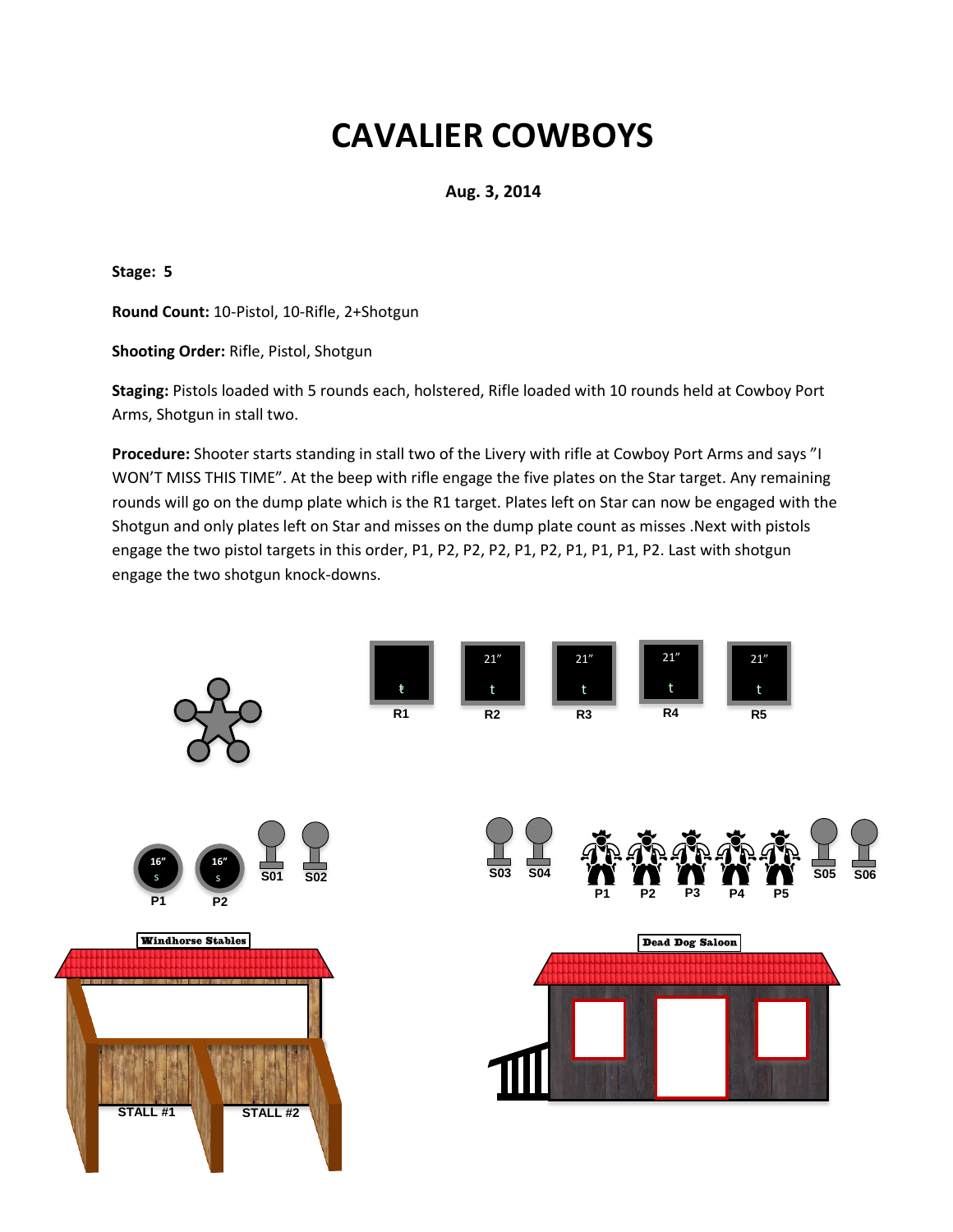# CAVALIER COWBOYS

**Aug. 3, 2014**

**Stage: 5**

**Round Count:** 10-Pistol, 10-Rifle, 2+Shotgun

**Shooting Order:** Rifle, Pistol, Shotgun

**Staging:** Pistols loaded with 5 rounds each, holstered, Rifle loaded with 10 rounds held at Cowboy Port Arms, Shotgun in stall two.

**Procedure:** Shooter starts standing in stall two of the Livery with rifle at Cowboy Port Arms and says "I WON'T MISS THIS TIME". At the beep with rifle engage the five plates on the Star target. Any remaining rounds will go on the dump plate which is the R1 target. Plates left on Star can now be engaged with the Shotgun and only plates left on Star and misses on the dump plate count as misses .Next with pistols engage the two pistol targets in this order, P1, P2, P2, P2, P1, P2, P1, P1, P1, P2. Last with shotgun engage the two shotgun knock-downs.

R1 R2 R3 R4 R5

21" 21" 21" 21"

16" 16"

P1 P2 S01 S02

S03 S04 P1 P2 P3 P4 P5 S05 S06

Windhorse Stables

STALL #1 STALL #2

Dead Dog Saloon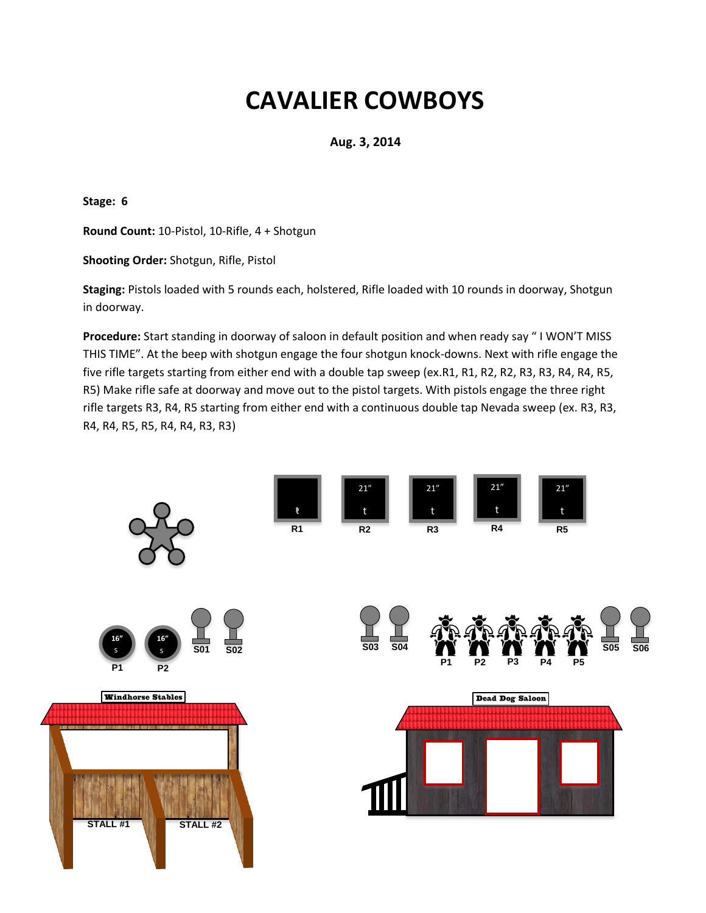# CAVALIER COWBOYS

**Aug. 3, 2014**

**Stage: 6**

**Round Count:** 10-Pistol, 10-Rifle, 4 + Shotgun

**Shooting Order:** Shotgun, Rifle, Pistol

**Staging:** Pistols loaded with 5 rounds each, holstered, Rifle loaded with 10 rounds in doorway, Shotgun in doorway.

**Procedure:** Start standing in doorway of saloon in default position and when ready say " I WON'T MISS THIS TIME". At the beep with shotgun engage the four shotgun knock-downs. Next with rifle engage the five rifle targets starting from either end with a double tap sweep (ex.R1, R1, R2, R2, R3, R3, R4, R4, R5, R5) Make rifle safe at doorway and move out to the pistol targets. With pistols engage the three right rifle targets R3, R4, R5 starting from either end with a continuous double tap Nevada sweep (ex. R3, R3, R4, R4, R5, R5, R4, R4, R3, R3)

R1 R2 R3 R4 R5

21" t 21" t 21" t 21" t

16" s 16" s

P1 P2 S01 S02

S03 S04 P1 P2 P3 P4 P5 S05 S06

Windhorse Stables

STALL #1 STALL #2

Dead Dog Saloon